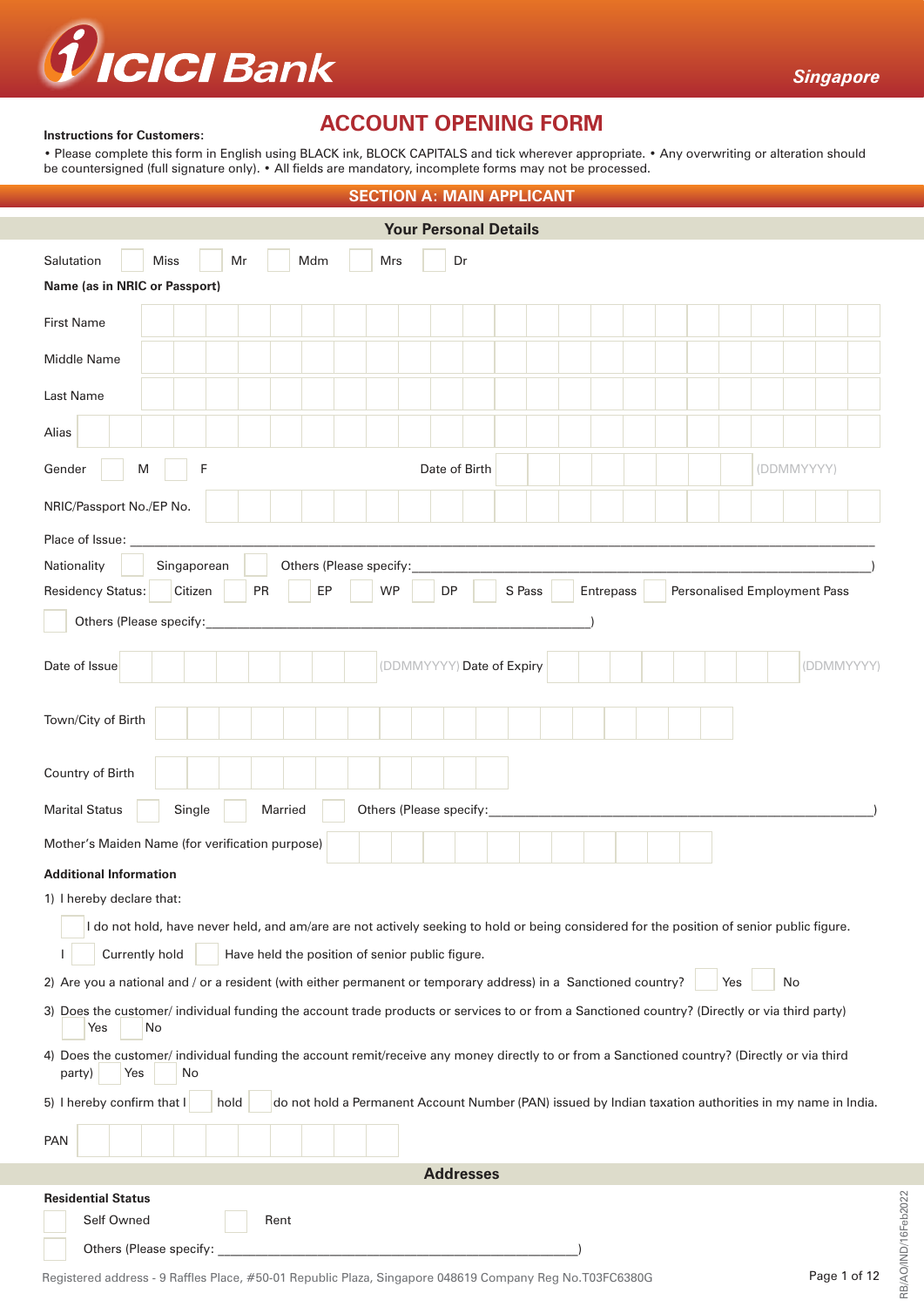ICICI Bank Singapore

# ACCOUNT OPENING FORM

**Instructions for Customers:**

• Please complete this form in English using BLACK ink, BLOCK CAPITALS and tick wherever appropriate. • Any overwriting or alteration should be countersigned (full signature only). • All fields are mandatory, incomplete forms may not be processed.

## SECTION A: MAIN APPLICANT

### Your Personal Details

Salutation ☐ Miss ☐ Mr ☐ Mdm ☐ Mrs ☐ Dr

**Name (as in NRIC or Passport)**

First Name

Middle Name

Last Name

Alias

Gender ☐ M ☐ F     Date of Birth (DDMMYYYY)

NRIC/Passport No./EP No.

Place of Issue: \_\_\_\_\_\_\_\_\_\_\_\_\_\_\_\_\_\_\_\_

Nationality ☐ Singaporean ☐ Others (Please specify:\_\_\_\_\_\_\_\_\_\_\_\_\_\_\_\_\_\_\_\_)

Residency Status: ☐ Citizen ☐ PR ☐ EP ☐ WP ☐ DP ☐ S Pass ☐ Entrepass ☐ Personalised Employment Pass

☐ Others (Please specify:\_\_\_\_\_\_\_\_\_\_\_\_\_\_\_\_\_\_\_\_)

Date of Issue (DDMMYYYY) Date of Expiry (DDMMYYYY)

Town/City of Birth

Country of Birth

Marital Status ☐ Single ☐ Married ☐ Others (Please specify:\_\_\_\_\_\_\_\_\_\_\_\_\_\_\_\_\_\_\_\_)

Mother's Maiden Name (for verification purpose)

**Additional Information**

1) I hereby declare that:

☐ I do not hold, have never held, and am/are are not actively seeking to hold or being considered for the position of senior public figure.

I ☐ Currently hold ☐ Have held the position of senior public figure.

2) Are you a national and / or a resident (with either permanent or temporary address) in a Sanctioned country? ☐ Yes ☐ No

3) Does the customer/ individual funding the account trade products or services to or from a Sanctioned country? (Directly or via third party) ☐ Yes ☐ No

4) Does the customer/ individual funding the account remit/receive any money directly to or from a Sanctioned country? (Directly or via third party) ☐ Yes ☐ No

5) I hereby confirm that I ☐ hold ☐ do not hold a Permanent Account Number (PAN) issued by Indian taxation authorities in my name in India.

PAN

### Addresses

**Residential Status**

☐ Self Owned ☐ Rent

☐ Others (Please specify: \_\_\_\_\_\_\_\_\_\_\_\_\_\_\_\_\_\_\_\_)

Registered address - 9 Raffles Place, #50-01 Republic Plaza, Singapore 048619 Company Reg No.T03FC6380G

RB/AO/IND/16Feb2022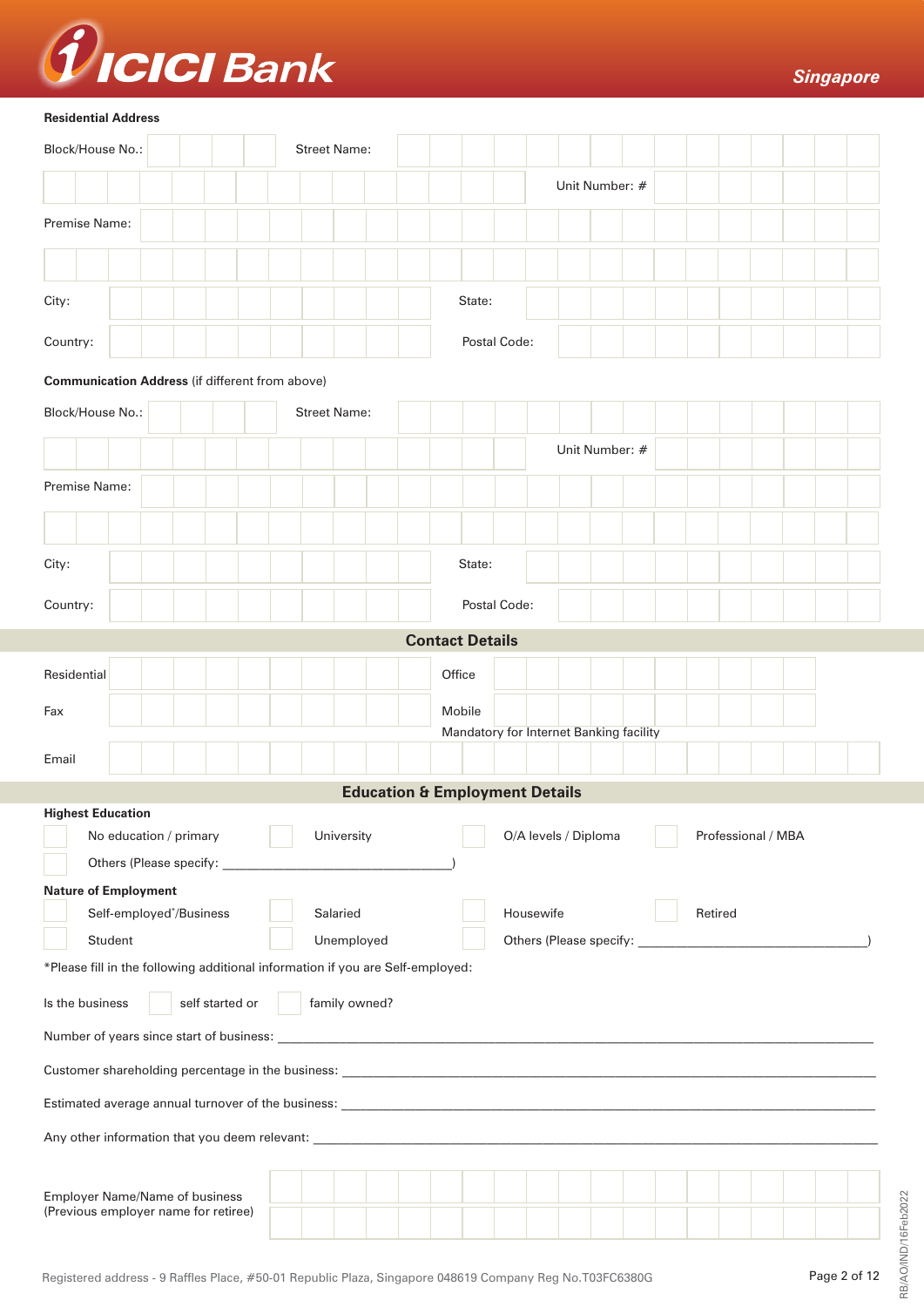**Residential Address**

Block/House No.: ______ Street Name: ______

Unit Number: # ______

Premise Name: ______

City: ______ State: ______

Country: ______ Postal Code: ______

**Communication Address** (if different from above)

Block/House No.: ______ Street Name: ______

Unit Number: # ______

Premise Name: ______

City: ______ State: ______

Country: ______ Postal Code: ______

## Contact Details

Residential ______ Office ______

Fax ______ Mobile ______

Mandatory for Internet Banking facility

Email ______

## Education & Employment Details

**Highest Education**

☐ No education / primary ☐ University ☐ O/A levels / Diploma ☐ Professional / MBA

☐ Others (Please specify: ________________________________)

**Nature of Employment**

☐ Self-employed*/Business ☐ Salaried ☐ Housewife ☐ Retired

☐ Student ☐ Unemployed ☐ Others (Please specify: ________________________________)

*Please fill in the following additional information if you are Self-employed:

Is the business ☐ self started or ☐ family owned?

Number of years since start of business: ________________________________

Customer shareholding percentage in the business: ________________________________

Estimated average annual turnover of the business: ________________________________

Any other information that you deem relevant: ________________________________

Employer Name/Name of business
(Previous employer name for retiree) ______

Registered address - 9 Raffles Place, #50-01 Republic Plaza, Singapore 048619 Company Reg No.T03FC6380G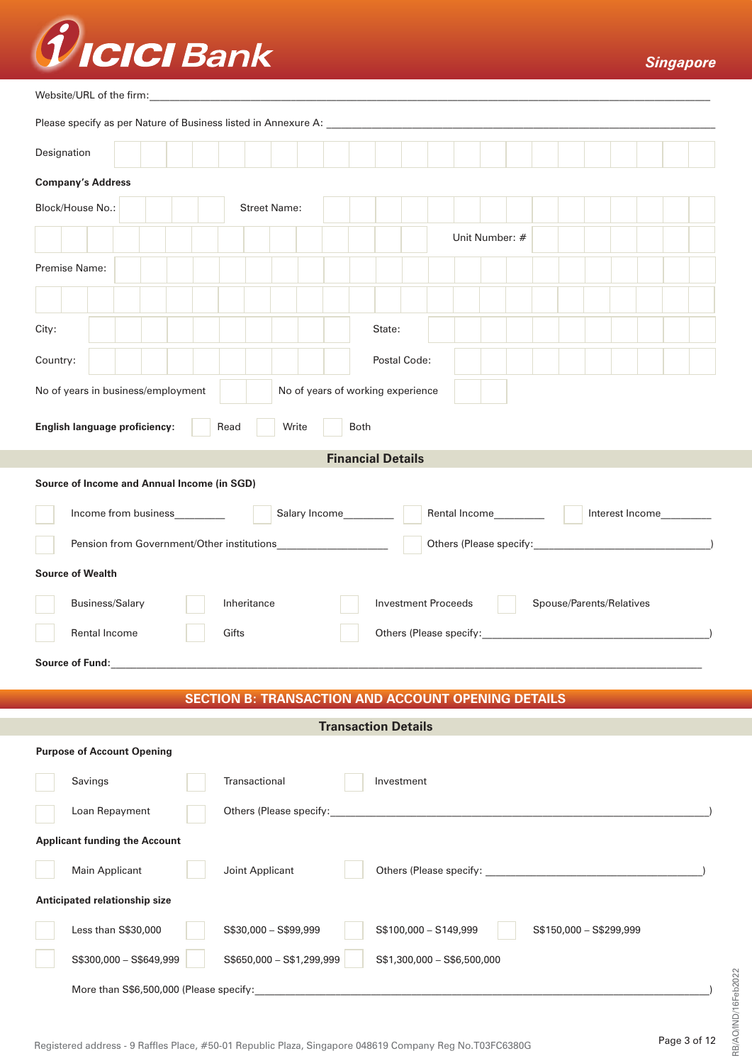Website/URL of the firm:\_\_\_\_\_\_\_\_\_\_\_\_\_\_\_\_\_\_\_\_\_\_\_\_\_\_\_\_\_\_\_\_

Please specify as per Nature of Business listed in Annexure A: \_\_\_\_\_\_\_\_\_\_\_\_\_\_\_\_\_\_\_\_\_\_\_\_\_\_\_\_\_\_\_\_

Designation

**Company's Address**

Block/House No.:

Street Name:

Unit Number: #

Premise Name:

City:

State:

Country:

Postal Code:

No of years in business/employment

No of years of working experience

**English language proficiency:** ☐ Read ☐ Write ☐ Both

## Financial Details

**Source of Income and Annual Income (in SGD)**

☐ Income from business\_\_\_\_\_\_\_\_\_ ☐ Salary Income\_\_\_\_\_\_\_\_\_ ☐ Rental Income\_\_\_\_\_\_\_\_\_ ☐ Interest Income\_\_\_\_\_\_\_\_\_

☐ Pension from Government/Other institutions\_\_\_\_\_\_\_\_\_\_\_\_\_\_\_\_\_\_\_ ☐ Others (Please specify:\_\_\_\_\_\_\_\_\_\_\_\_\_\_\_\_\_\_\_\_\_\_\_\_\_\_\_\_\_\_\_)

**Source of Wealth**

☐ Business/Salary ☐ Inheritance ☐ Investment Proceeds ☐ Spouse/Parents/Relatives

☐ Rental Income ☐ Gifts ☐ Others (Please specify:\_\_\_\_\_\_\_\_\_\_\_\_\_\_\_\_\_\_\_\_\_\_\_\_\_\_\_\_\_\_\_)

**Source of Fund:**\_\_\_\_\_\_\_\_\_\_\_\_\_\_\_\_\_\_\_\_\_\_\_\_\_\_\_\_\_\_\_\_

# SECTION B: TRANSACTION AND ACCOUNT OPENING DETAILS

## Transaction Details

**Purpose of Account Opening**

☐ Savings ☐ Transactional ☐ Investment

☐ Loan Repayment ☐ Others (Please specify:\_\_\_\_\_\_\_\_\_\_\_\_\_\_\_\_\_\_\_\_\_\_\_\_\_\_\_\_\_\_\_)

**Applicant funding the Account**

☐ Main Applicant ☐ Joint Applicant ☐ Others (Please specify: \_\_\_\_\_\_\_\_\_\_\_\_\_\_\_\_\_\_\_\_\_\_\_\_\_\_\_\_\_\_\_)

**Anticipated relationship size**

☐ Less than S$30,000 ☐ S$30,000 – S$99,999 ☐ S$100,000 – S149,999 ☐ S$150,000 – S$299,999

☐ S$300,000 – S$649,999 ☐ S$650,000 – S$1,299,999 ☐ S$1,300,000 – S$6,500,000

More than S$6,500,000 (Please specify:\_\_\_\_\_\_\_\_\_\_\_\_\_\_\_\_\_\_\_\_\_\_\_\_\_\_\_\_\_\_\_)

Registered address - 9 Raffles Place, #50-01 Republic Plaza, Singapore 048619 Company Reg No.T03FC6380G

RB/AO/IND/16Feb2022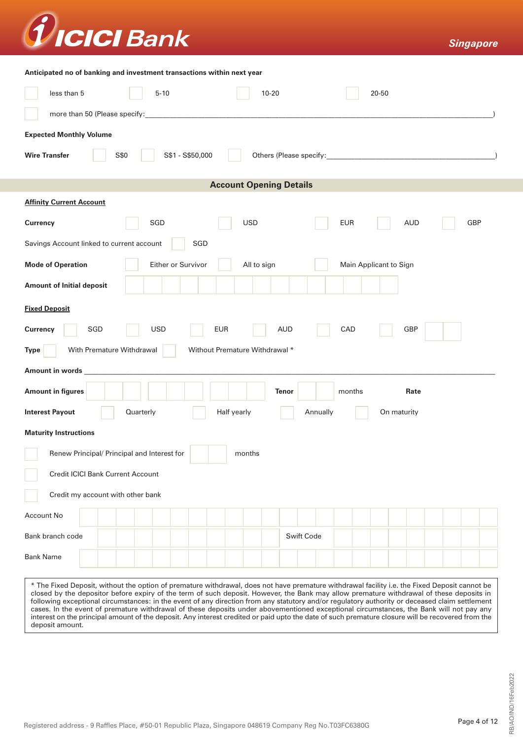**Anticipated no of banking and investment transactions within next year**

☐ less than 5 ☐ 5-10 ☐ 10-20 ☐ 20-50

☐ more than 50 (Please specify:\_\_\_\_\_\_\_\_\_\_\_\_\_\_\_\_\_\_\_\_\_\_\_\_\_\_\_\_\_\_\_\_\_\_\_\_\_\_\_\_\_\_\_\_\_\_\_\_)

**Expected Monthly Volume**

**Wire Transfer** ☐ S$0 ☐ S$1 - S$50,000 ☐ Others (Please specify:\_\_\_\_\_\_\_\_\_\_\_\_\_\_\_\_\_\_\_\_\_\_\_\_\_\_\_\_\_\_\_\_)

## Account Opening Details

**Affinity Current Account**

**Currency** ☐ SGD ☐ USD ☐ EUR ☐ AUD ☐ GBP

Savings Account linked to current account ☐ SGD

**Mode of Operation** ☐ Either or Survivor ☐ All to sign ☐ Main Applicant to Sign

**Amount of Initial deposit** \_\_\_\_\_\_\_\_\_\_\_\_\_\_\_\_\_\_\_\_

**Fixed Deposit**

**Currency** ☐ SGD ☐ USD ☐ EUR ☐ AUD ☐ CAD ☐ GBP ☐☐

**Type** ☐ With Premature Withdrawal ☐ Without Premature Withdrawal *

**Amount in words** \_\_\_\_\_\_\_\_\_\_\_\_\_\_\_\_\_\_\_\_\_\_\_\_\_\_\_\_\_\_\_\_\_\_\_\_\_\_\_\_\_\_\_\_\_\_\_\_\_\_\_\_\_\_\_\_\_\_\_\_

**Amount in figures** \_\_\_\_\_\_\_\_\_\_\_\_ **Tenor** \_\_\_\_ months **Rate** \_\_\_\_

**Interest Payout** ☐ Quarterly ☐ Half yearly ☐ Annually ☐ On maturity

**Maturity Instructions**

☐ Renew Principal/ Principal and Interest for \_\_\_\_ months

☐ Credit ICICI Bank Current Account

☐ Credit my account with other bank

Account No \_\_\_\_\_\_\_\_\_\_\_\_\_\_\_\_\_\_\_\_\_\_\_\_\_\_\_\_\_\_\_\_\_\_\_\_\_\_\_\_

Bank branch code \_\_\_\_\_\_\_\_\_\_\_\_\_\_\_\_\_\_\_\_ Swift Code \_\_\_\_\_\_\_\_\_\_\_\_\_\_\_\_\_\_\_\_

Bank Name \_\_\_\_\_\_\_\_\_\_\_\_\_\_\_\_\_\_\_\_\_\_\_\_\_\_\_\_\_\_\_\_\_\_\_\_\_\_\_\_

* The Fixed Deposit, without the option of premature withdrawal, does not have premature withdrawal facility i.e. the Fixed Deposit cannot be closed by the depositor before expiry of the term of such deposit. However, the Bank may allow premature withdrawal of these deposits in following exceptional circumstances: in the event of any direction from any statutory and/or regulatory authority or deceased claim settlement cases. In the event of premature withdrawal of these deposits under abovementioned exceptional circumstances, the Bank will not pay any interest on the principal amount of the deposit. Any interest credited or paid upto the date of such premature closure will be recovered from the deposit amount.

Registered address - 9 Raffles Place, #50-01 Republic Plaza, Singapore 048619 Company Reg No.T03FC6380G

RB/AO/IND/16Feb2022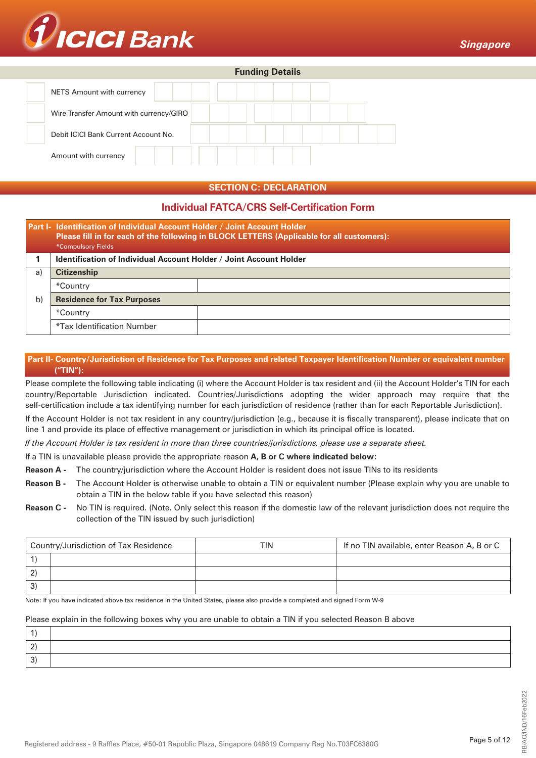## Funding Details

| | | |
|---|---|---|
| ☐ | NETS Amount with currency | |
| ☐ | Wire Transfer Amount with currency/GIRO | |
| ☐ | Debit ICICI Bank Current Account No. | |
| | Amount with currency | |

## SECTION C: DECLARATION

### Individual FATCA/CRS Self-Certification Form

**Part I- Identification of Individual Account Holder / Joint Account Holder**
**Please fill in for each of the following in BLOCK LETTERS (Applicable for all customers):**
*Compulsory Fields

| | | |
|---|---|---|
| **1** | **Identification of Individual Account Holder / Joint Account Holder** | |
| a) | **Citizenship** | |
| | *Country | |
| b) | **Residence for Tax Purposes** | |
| | *Country | |
| | *Tax Identification Number | |

**Part II- Country/Jurisdiction of Residence for Tax Purposes and related Taxpayer Identification Number or equivalent number ("TIN"):**

Please complete the following table indicating (i) where the Account Holder is tax resident and (ii) the Account Holder's TIN for each country/Reportable Jurisdiction indicated. Countries/Jurisdictions adopting the wider approach may require that the self-certification include a tax identifying number for each jurisdiction of residence (rather than for each Reportable Jurisdiction).

If the Account Holder is not tax resident in any country/jurisdiction (e.g., because it is fiscally transparent), please indicate that on line 1 and provide its place of effective management or jurisdiction in which its principal office is located.

*If the Account Holder is tax resident in more than three countries/jurisdictions, please use a separate sheet.*

If a TIN is unavailable please provide the appropriate reason **A, B or C where indicated below:**

**Reason A -** The country/jurisdiction where the Account Holder is resident does not issue TINs to its residents

**Reason B -** The Account Holder is otherwise unable to obtain a TIN or equivalent number (Please explain why you are unable to obtain a TIN in the below table if you have selected this reason)

**Reason C -** No TIN is required. (Note. Only select this reason if the domestic law of the relevant jurisdiction does not require the collection of the TIN issued by such jurisdiction)

| Country/Jurisdiction of Tax Residence | | TIN | If no TIN available, enter Reason A, B or C |
|---|---|---|---|
| 1) | | | |
| 2) | | | |
| 3) | | | |

Note: If you have indicated above tax residence in the United States, please also provide a completed and signed Form W-9

Please explain in the following boxes why you are unable to obtain a TIN if you selected Reason B above

| | |
|---|---|
| 1) | |
| 2) | |
| 3) | |

Registered address - 9 Raffles Place, #50-01 Republic Plaza, Singapore 048619 Company Reg No.T03FC6380G

RB/AO/IND/16Feb2022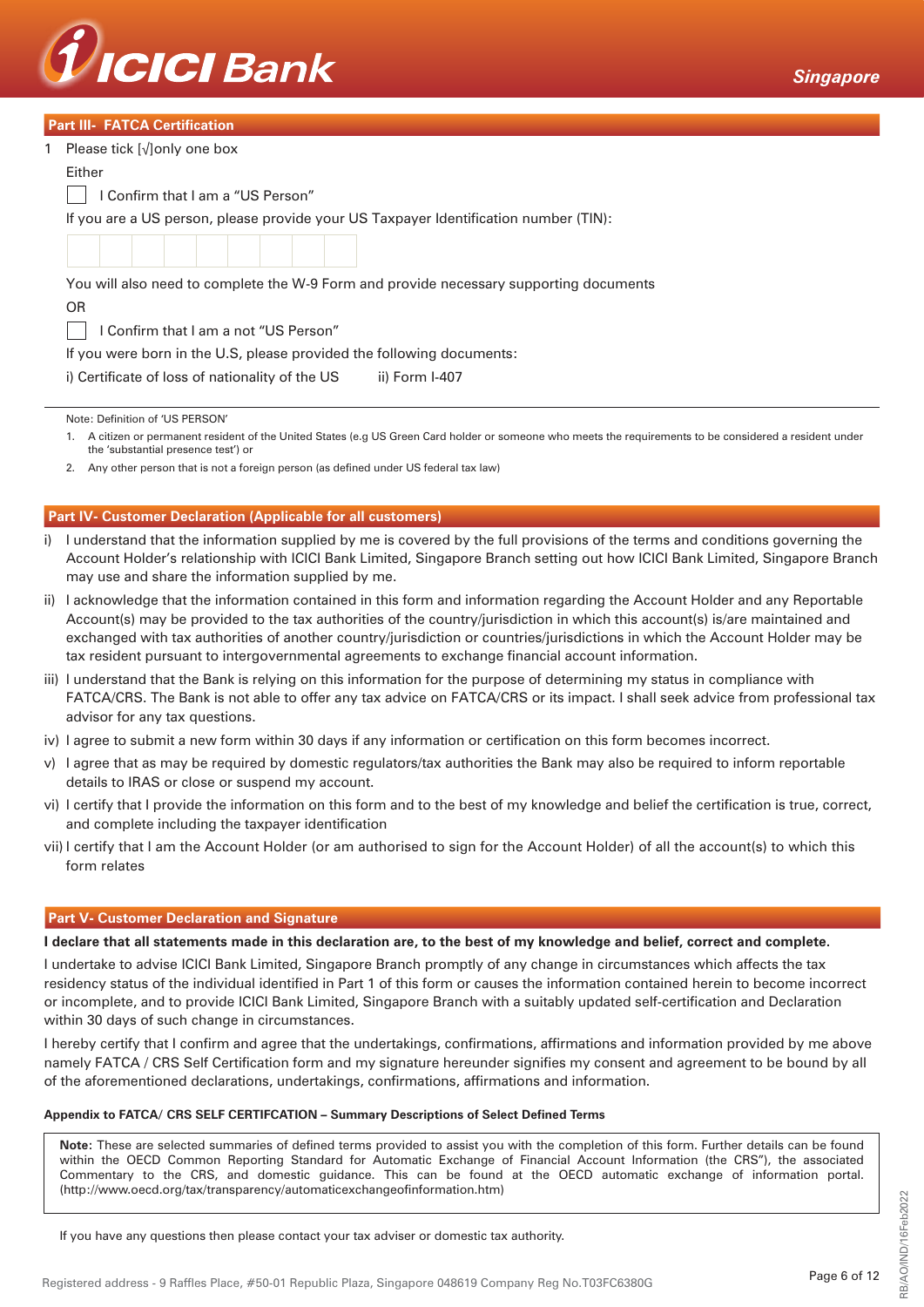## Part III- FATCA Certification

1 Please tick [√]only one box

Either

☐ I Confirm that I am a "US Person"

If you are a US person, please provide your US Taxpayer Identification number (TIN):

| | | | | | | | | |
|---|---|---|---|---|---|---|---|---|
| | | | | | | | | |

You will also need to complete the W-9 Form and provide necessary supporting documents

OR

☐ I Confirm that I am a not "US Person"

If you were born in the U.S, please provided the following documents:

i) Certificate of loss of nationality of the US ii) Form I-407

Note: Definition of 'US PERSON'

1. A citizen or permanent resident of the United States (e.g US Green Card holder or someone who meets the requirements to be considered a resident under the 'substantial presence test') or
2. Any other person that is not a foreign person (as defined under US federal tax law)

## Part IV- Customer Declaration (Applicable for all customers)

i) I understand that the information supplied by me is covered by the full provisions of the terms and conditions governing the Account Holder's relationship with ICICI Bank Limited, Singapore Branch setting out how ICICI Bank Limited, Singapore Branch may use and share the information supplied by me.

ii) I acknowledge that the information contained in this form and information regarding the Account Holder and any Reportable Account(s) may be provided to the tax authorities of the country/jurisdiction in which this account(s) is/are maintained and exchanged with tax authorities of another country/jurisdiction or countries/jurisdictions in which the Account Holder may be tax resident pursuant to intergovernmental agreements to exchange financial account information.

iii) I understand that the Bank is relying on this information for the purpose of determining my status in compliance with FATCA/CRS. The Bank is not able to offer any tax advice on FATCA/CRS or its impact. I shall seek advice from professional tax advisor for any tax questions.

iv) I agree to submit a new form within 30 days if any information or certification on this form becomes incorrect.

v) I agree that as may be required by domestic regulators/tax authorities the Bank may also be required to inform reportable details to IRAS or close or suspend my account.

vi) I certify that I provide the information on this form and to the best of my knowledge and belief the certification is true, correct, and complete including the taxpayer identification

vii) I certify that I am the Account Holder (or am authorised to sign for the Account Holder) of all the account(s) to which this form relates

## Part V- Customer Declaration and Signature

**I declare that all statements made in this declaration are, to the best of my knowledge and belief, correct and complete.**

I undertake to advise ICICI Bank Limited, Singapore Branch promptly of any change in circumstances which affects the tax residency status of the individual identified in Part 1 of this form or causes the information contained herein to become incorrect or incomplete, and to provide ICICI Bank Limited, Singapore Branch with a suitably updated self-certification and Declaration within 30 days of such change in circumstances.

I hereby certify that I confirm and agree that the undertakings, confirmations, affirmations and information provided by me above namely FATCA / CRS Self Certification form and my signature hereunder signifies my consent and agreement to be bound by all of the aforementioned declarations, undertakings, confirmations, affirmations and information.

**Appendix to FATCA/ CRS SELF CERTIFCATION – Summary Descriptions of Select Defined Terms**

**Note:** These are selected summaries of defined terms provided to assist you with the completion of this form. Further details can be found within the OECD Common Reporting Standard for Automatic Exchange of Financial Account Information (the CRS"), the associated Commentary to the CRS, and domestic guidance. This can be found at the OECD automatic exchange of information portal. (http://www.oecd.org/tax/transparency/automaticexchangeofinformation.htm)

If you have any questions then please contact your tax adviser or domestic tax authority.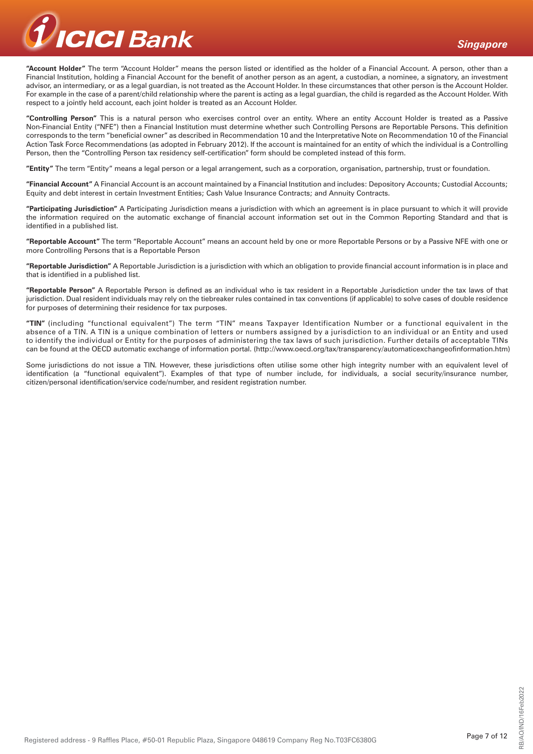**"Account Holder"** The term "Account Holder" means the person listed or identified as the holder of a Financial Account. A person, other than a Financial Institution, holding a Financial Account for the benefit of another person as an agent, a custodian, a nominee, a signatory, an investment advisor, an intermediary, or as a legal guardian, is not treated as the Account Holder. In these circumstances that other person is the Account Holder. For example in the case of a parent/child relationship where the parent is acting as a legal guardian, the child is regarded as the Account Holder. With respect to a jointly held account, each joint holder is treated as an Account Holder.

**"Controlling Person"** This is a natural person who exercises control over an entity. Where an entity Account Holder is treated as a Passive Non-Financial Entity ("NFE") then a Financial Institution must determine whether such Controlling Persons are Reportable Persons. This definition corresponds to the term "beneficial owner" as described in Recommendation 10 and the Interpretative Note on Recommendation 10 of the Financial Action Task Force Recommendations (as adopted in February 2012). If the account is maintained for an entity of which the individual is a Controlling Person, then the "Controlling Person tax residency self-certification" form should be completed instead of this form.

**"Entity"** The term "Entity" means a legal person or a legal arrangement, such as a corporation, organisation, partnership, trust or foundation.

**"Financial Account"** A Financial Account is an account maintained by a Financial Institution and includes: Depository Accounts; Custodial Accounts; Equity and debt interest in certain Investment Entities; Cash Value Insurance Contracts; and Annuity Contracts.

**"Participating Jurisdiction"** A Participating Jurisdiction means a jurisdiction with which an agreement is in place pursuant to which it will provide the information required on the automatic exchange of financial account information set out in the Common Reporting Standard and that is identified in a published list.

**"Reportable Account"** The term "Reportable Account" means an account held by one or more Reportable Persons or by a Passive NFE with one or more Controlling Persons that is a Reportable Person

**"Reportable Jurisdiction"** A Reportable Jurisdiction is a jurisdiction with which an obligation to provide financial account information is in place and that is identified in a published list.

**"Reportable Person"** A Reportable Person is defined as an individual who is tax resident in a Reportable Jurisdiction under the tax laws of that jurisdiction. Dual resident individuals may rely on the tiebreaker rules contained in tax conventions (if applicable) to solve cases of double residence for purposes of determining their residence for tax purposes.

**"TIN"** (including "functional equivalent") The term "TIN" means Taxpayer Identification Number or a functional equivalent in the absence of a TIN. A TIN is a unique combination of letters or numbers assigned by a jurisdiction to an individual or an Entity and used to identify the individual or Entity for the purposes of administering the tax laws of such jurisdiction. Further details of acceptable TINs can be found at the OECD automatic exchange of information portal. (http://www.oecd.org/tax/transparency/automaticexchangeofinformation.htm)

Some jurisdictions do not issue a TIN. However, these jurisdictions often utilise some other high integrity number with an equivalent level of identification (a "functional equivalent"). Examples of that type of number include, for individuals, a social security/insurance number, citizen/personal identification/service code/number, and resident registration number.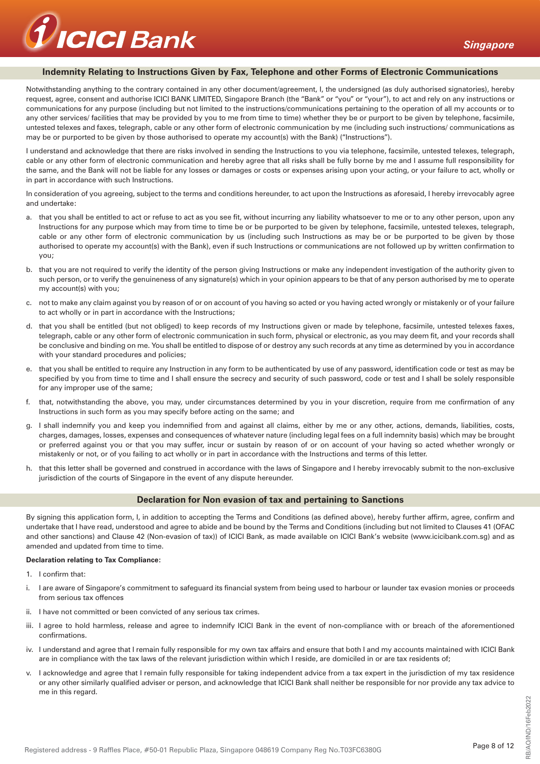## Indemnity Relating to Instructions Given by Fax, Telephone and other Forms of Electronic Communications

Notwithstanding anything to the contrary contained in any other document/agreement, I, the undersigned (as duly authorised signatories), hereby request, agree, consent and authorise ICICI BANK LIMITED, Singapore Branch (the "Bank" or "you" or "your"), to act and rely on any instructions or communications for any purpose (including but not limited to the instructions/communications pertaining to the operation of all my accounts or to any other services/ facilities that may be provided by you to me from time to time) whether they be or purport to be given by telephone, facsimile, untested telexes and faxes, telegraph, cable or any other form of electronic communication by me (including such instructions/ communications as may be or purported to be given by those authorised to operate my account(s) with the Bank) ("Instructions").

I understand and acknowledge that there are risks involved in sending the Instructions to you via telephone, facsimile, untested telexes, telegraph, cable or any other form of electronic communication and hereby agree that all risks shall be fully borne by me and I assume full responsibility for the same, and the Bank will not be liable for any losses or damages or costs or expenses arising upon your acting, or your failure to act, wholly or in part in accordance with such Instructions.

In consideration of you agreeing, subject to the terms and conditions hereunder, to act upon the Instructions as aforesaid, I hereby irrevocably agree and undertake:

a. that you shall be entitled to act or refuse to act as you see fit, without incurring any liability whatsoever to me or to any other person, upon any Instructions for any purpose which may from time to time be or be purported to be given by telephone, facsimile, untested telexes, telegraph, cable or any other form of electronic communication by us (including such Instructions as may be or be purported to be given by those authorised to operate my account(s) with the Bank), even if such Instructions or communications are not followed up by written confirmation to you;

b. that you are not required to verify the identity of the person giving Instructions or make any independent investigation of the authority given to such person, or to verify the genuineness of any signature(s) which in your opinion appears to be that of any person authorised by me to operate my account(s) with you;

c. not to make any claim against you by reason of or on account of you having so acted or you having acted wrongly or mistakenly or of your failure to act wholly or in part in accordance with the Instructions;

d. that you shall be entitled (but not obliged) to keep records of my Instructions given or made by telephone, facsimile, untested telexes faxes, telegraph, cable or any other form of electronic communication in such form, physical or electronic, as you may deem fit, and your records shall be conclusive and binding on me. You shall be entitled to dispose of or destroy any such records at any time as determined by you in accordance with your standard procedures and policies;

e. that you shall be entitled to require any Instruction in any form to be authenticated by use of any password, identification code or test as may be specified by you from time to time and I shall ensure the secrecy and security of such password, code or test and I shall be solely responsible for any improper use of the same;

f. that, notwithstanding the above, you may, under circumstances determined by you in your discretion, require from me confirmation of any Instructions in such form as you may specify before acting on the same; and

g. I shall indemnify you and keep you indemnified from and against all claims, either by me or any other, actions, demands, liabilities, costs, charges, damages, losses, expenses and consequences of whatever nature (including legal fees on a full indemnity basis) which may be brought or preferred against you or that you may suffer, incur or sustain by reason of or on account of your having so acted whether wrongly or mistakenly or not, or of you failing to act wholly or in part in accordance with the Instructions and terms of this letter.

h. that this letter shall be governed and construed in accordance with the laws of Singapore and I hereby irrevocably submit to the non-exclusive jurisdiction of the courts of Singapore in the event of any dispute hereunder.

## Declaration for Non evasion of tax and pertaining to Sanctions

By signing this application form, I, in addition to accepting the Terms and Conditions (as defined above), hereby further affirm, agree, confirm and undertake that I have read, understood and agree to abide and be bound by the Terms and Conditions (including but not limited to Clauses 41 (OFAC and other sanctions) and Clause 42 (Non-evasion of tax)) of ICICI Bank, as made available on ICICI Bank's website (www.icicibank.com.sg) and as amended and updated from time to time.

**Declaration relating to Tax Compliance:**

1. I confirm that:

i. I am aware of Singapore's commitment to safeguard its financial system from being used to harbour or launder tax evasion monies or proceeds from serious tax offences

ii. I have not committed or been convicted of any serious tax crimes.

iii. I agree to hold harmless, release and agree to indemnify ICICI Bank in the event of non-compliance with or breach of the aforementioned confirmations.

iv. I understand and agree that I remain fully responsible for my own tax affairs and ensure that both I and my accounts maintained with ICICI Bank are in compliance with the tax laws of the relevant jurisdiction within which I reside, are domiciled in or are tax residents of;

v. I acknowledge and agree that I remain fully responsible for taking independent advice from a tax expert in the jurisdiction of my tax residence or any other similarly qualified adviser or person, and acknowledge that ICICI Bank shall neither be responsible for nor provide any tax advice to me in this regard.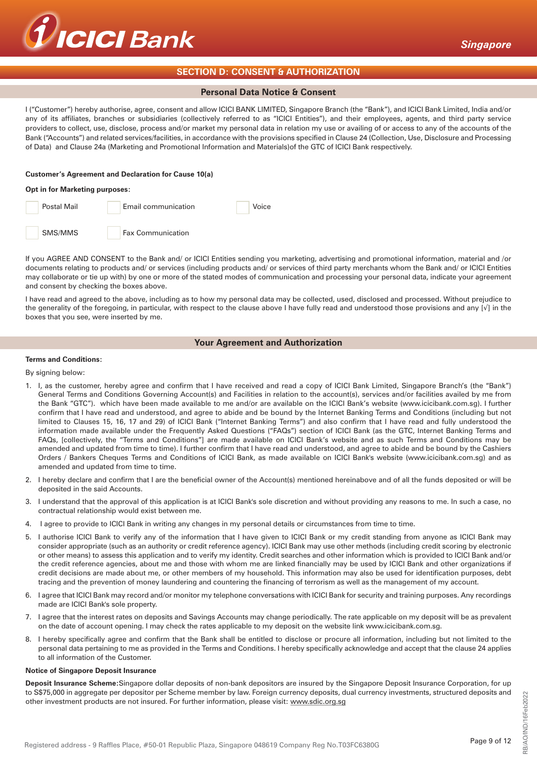## SECTION D: CONSENT & AUTHORIZATION

### Personal Data Notice & Consent

I ("Customer") hereby authorise, agree, consent and allow ICICI BANK LIMITED, Singapore Branch (the "Bank"), and ICICI Bank Limited, India and/or any of its affiliates, branches or subsidiaries (collectively referred to as "ICICI Entities"), and their employees, agents, and third party service providers to collect, use, disclose, process and/or market my personal data in relation my use or availing of or access to any of the accounts of the Bank ("Accounts") and related services/facilities, in accordance with the provisions specified in Clause 24 (Collection, Use, Disclosure and Processing of Data) and Clause 24a (Marketing and Promotional Information and Materials)of the GTC of ICICI Bank respectively.

**Customer's Agreement and Declaration for Cause 10(a)**

**Opt in for Marketing purposes:**

- [ ] Postal Mail
- [ ] Email communication
- [ ] Voice
- [ ] SMS/MMS
- [ ] Fax Communication

If you AGREE AND CONSENT to the Bank and/ or ICICI Entities sending you marketing, advertising and promotional information, material and /or documents relating to products and/ or services (including products and/ or services of third party merchants whom the Bank and/ or ICICI Entities may collaborate or tie up with) by one or more of the stated modes of communication and processing your personal data, indicate your agreement and consent by checking the boxes above.

I have read and agreed to the above, including as to how my personal data may be collected, used, disclosed and processed. Without prejudice to the generality of the foregoing, in particular, with respect to the clause above I have fully read and understood those provisions and any [√] in the boxes that you see, were inserted by me.

### Your Agreement and Authorization

**Terms and Conditions:**

By signing below:

1. I, as the customer, hereby agree and confirm that I have received and read a copy of ICICI Bank Limited, Singapore Branch's (the "Bank") General Terms and Conditions Governing Account(s) and Facilities in relation to the account(s), services and/or facilities availed by me from the Bank "GTC"). which have been made available to me and/or are available on the ICICI Bank's website (www.icicibank.com.sg). I further confirm that I have read and understood, and agree to abide and be bound by the Internet Banking Terms and Conditions (including but not limited to Clauses 15, 16, 17 and 29) of ICICI Bank ("Internet Banking Terms") and also confirm that I have read and fully understood the information made available under the Frequently Asked Questions ("FAQs") section of ICICI Bank (as the GTC, Internet Banking Terms and FAQs, [collectively, the "Terms and Conditions"] are made available on ICICI Bank's website and as such Terms and Conditions may be amended and updated from time to time). I further confirm that I have read and understood, and agree to abide and be bound by the Cashiers Orders / Bankers Cheques Terms and Conditions of ICICI Bank, as made available on ICICI Bank's website (www.icicibank.com.sg) and as amended and updated from time to time.
2. I hereby declare and confirm that I are the beneficial owner of the Account(s) mentioned hereinabove and of all the funds deposited or will be deposited in the said Accounts.
3. I understand that the approval of this application is at ICICI Bank's sole discretion and without providing any reasons to me. In such a case, no contractual relationship would exist between me.
4. I agree to provide to ICICI Bank in writing any changes in my personal details or circumstances from time to time.
5. I authorise ICICI Bank to verify any of the information that I have given to ICICI Bank or my credit standing from anyone as ICICI Bank may consider appropriate (such as an authority or credit reference agency). ICICI Bank may use other methods (including credit scoring by electronic or other means) to assess this application and to verify my identity. Credit searches and other information which is provided to ICICI Bank and/or the credit reference agencies, about me and those with whom me are linked financially may be used by ICICI Bank and other organizations if credit decisions are made about me, or other members of my household. This information may also be used for identification purposes, debt tracing and the prevention of money laundering and countering the financing of terrorism as well as the management of my account.
6. I agree that ICICI Bank may record and/or monitor my telephone conversations with ICICI Bank for security and training purposes. Any recordings made are ICICI Bank's sole property.
7. I agree that the interest rates on deposits and Savings Accounts may change periodically. The rate applicable on my deposit will be as prevalent on the date of account opening. I may check the rates applicable to my deposit on the website link www.icicibank.com.sg.
8. I hereby specifically agree and confirm that the Bank shall be entitled to disclose or procure all information, including but not limited to the personal data pertaining to me as provided in the Terms and Conditions. I hereby specifically acknowledge and accept that the clause 24 applies to all information of the Customer.

**Notice of Singapore Deposit Insurance**

**Deposit Insurance Scheme:**Singapore dollar deposits of non-bank depositors are insured by the Singapore Deposit Insurance Corporation, for up to S$75,000 in aggregate per depositor per Scheme member by law. Foreign currency deposits, dual currency investments, structured deposits and other investment products are not insured. For further information, please visit: www.sdic.org.sg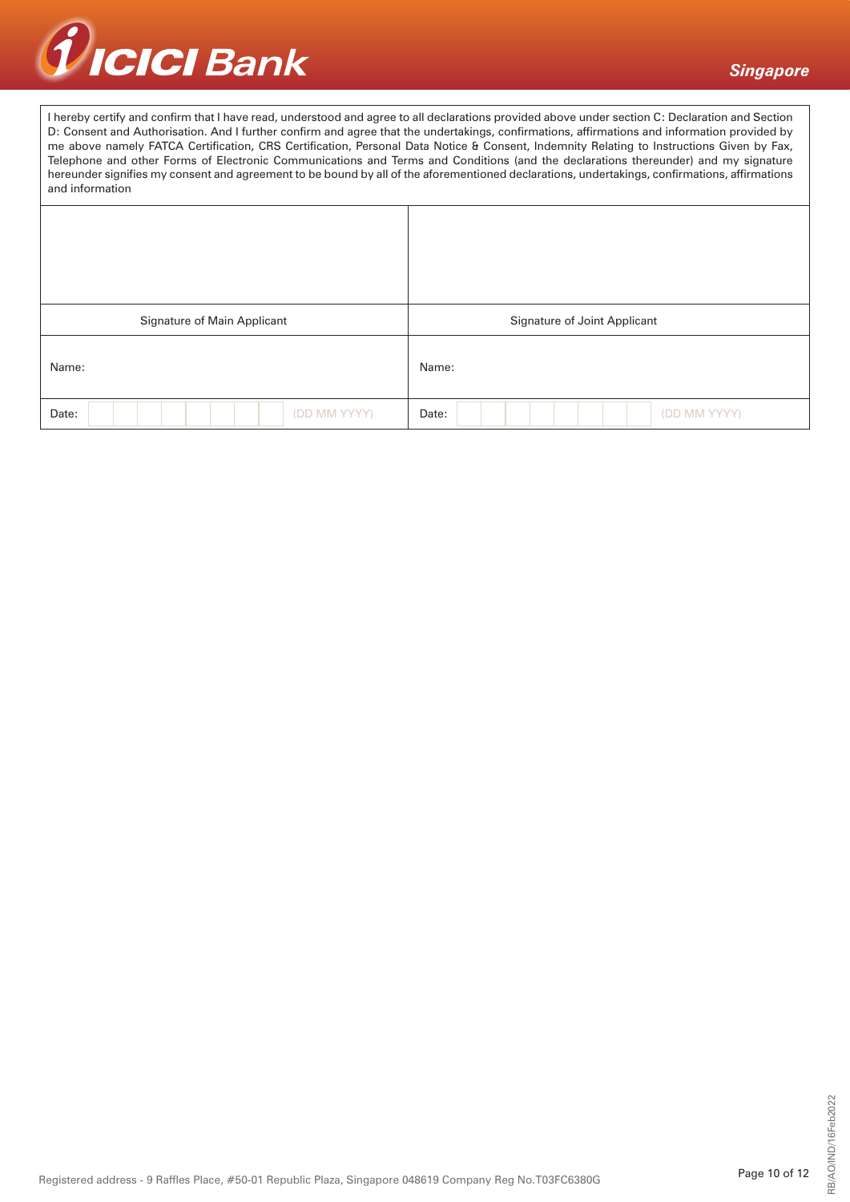I hereby certify and confirm that I have read, understood and agree to all declarations provided above under section C: Declaration and Section D: Consent and Authorisation. And I further confirm and agree that the undertakings, confirmations, affirmations and information provided by me above namely FATCA Certification, CRS Certification, Personal Data Notice & Consent, Indemnity Relating to Instructions Given by Fax, Telephone and other Forms of Electronic Communications and Terms and Conditions (and the declarations thereunder) and my signature hereunder signifies my consent and agreement to be bound by all of the aforementioned declarations, undertakings, confirmations, affirmations and information

| | |
|---|---|
| | |
| Signature of Main Applicant | Signature of Joint Applicant |
| Name: | Name: |
| Date: (DD MM YYYY) | Date: (DD MM YYYY) |

Registered address - 9 Raffles Place, #50-01 Republic Plaza, Singapore 048619 Company Reg No.T03FC6380G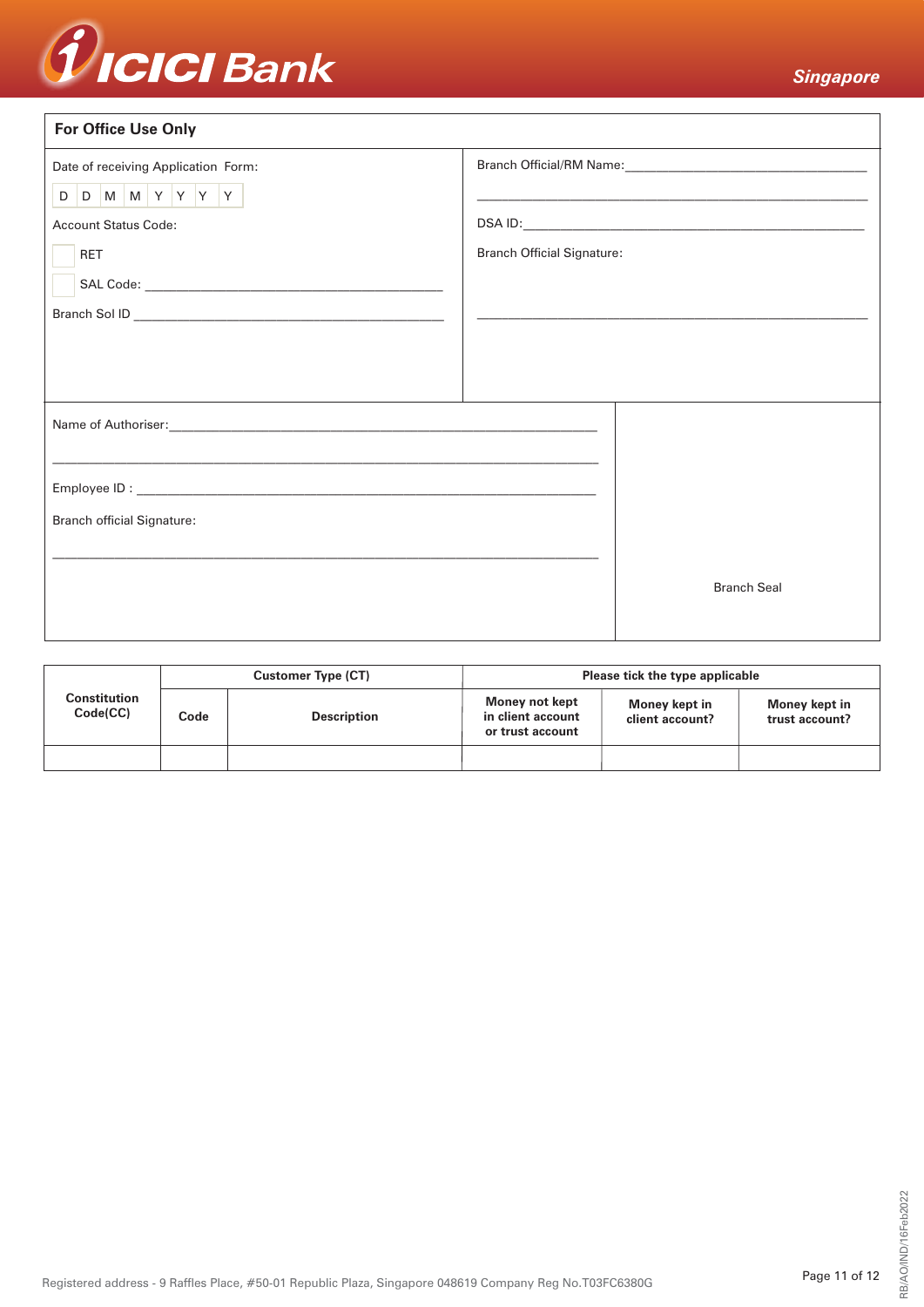## For Office Use Only

Date of receiving Application Form:

| D | D | M | M | Y | Y | Y | Y |
|---|---|---|---|---|---|---|---|

Account Status Code:

☐ RET

☐ SAL Code: ______________________________

Branch Sol ID ______________________________

Branch Official/RM Name:______________________________

______________________________

DSA ID:______________________________

Branch Official Signature:

______________________________

Name of Authoriser:______________________________

______________________________

Employee ID : ______________________________

Branch official Signature:

______________________________

Branch Seal

| Constitution Code(CC) | Customer Type (CT) | | Please tick the type applicable | | |
|---|---|---|---|---|---|
| | Code | Description | Money not kept in client account or trust account | Money kept in client account? | Money kept in trust account? |
| | | | | | |

Registered address - 9 Raffles Place, #50-01 Republic Plaza, Singapore 048619 Company Reg No.T03FC6380G

RB/AO/IND/16Feb2022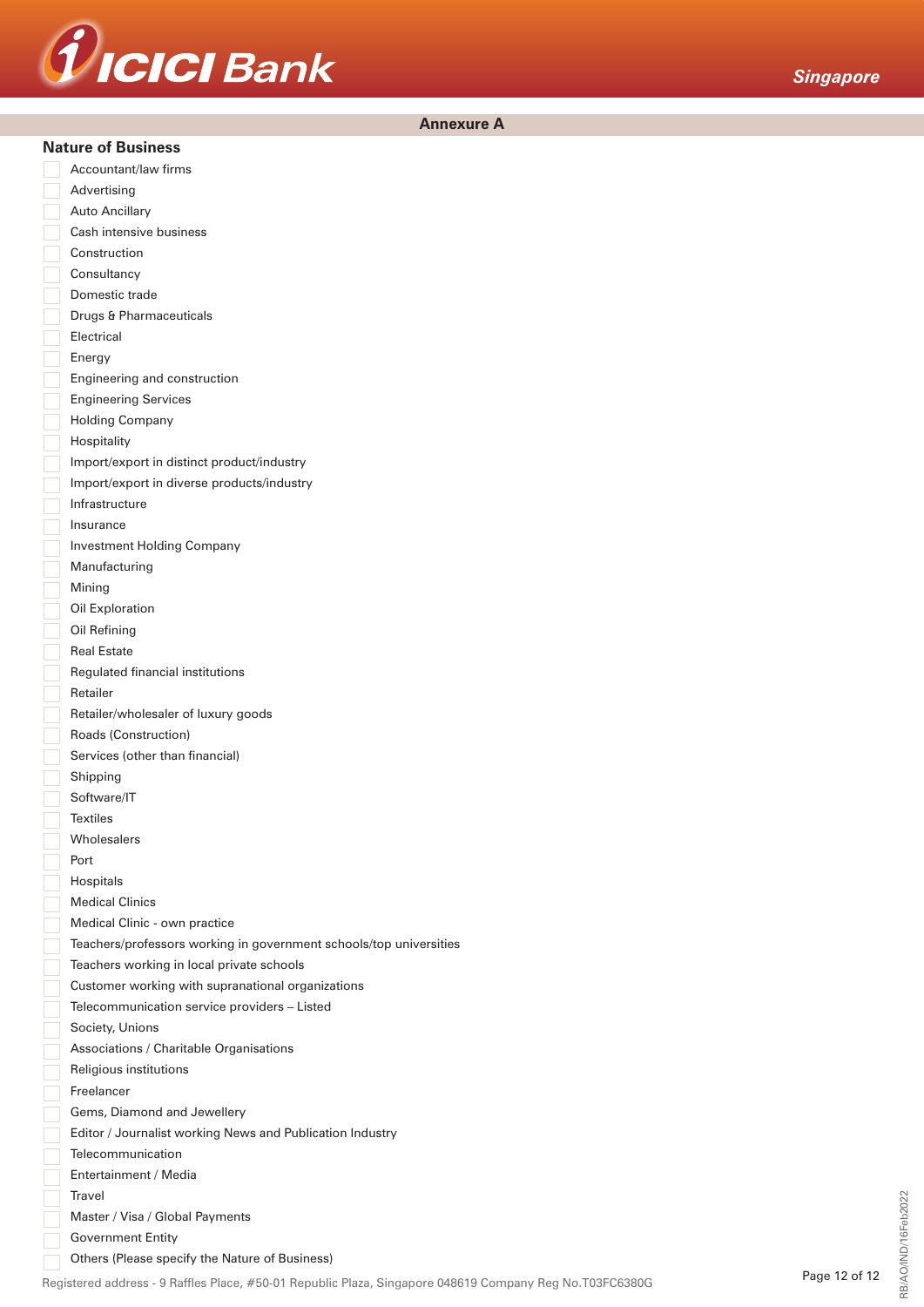## Annexure A

### Nature of Business

- [ ] Accountant/law firms
- [ ] Advertising
- [ ] Auto Ancillary
- [ ] Cash intensive business
- [ ] Construction
- [ ] Consultancy
- [ ] Domestic trade
- [ ] Drugs & Pharmaceuticals
- [ ] Electrical
- [ ] Energy
- [ ] Engineering and construction
- [ ] Engineering Services
- [ ] Holding Company
- [ ] Hospitality
- [ ] Import/export in distinct product/industry
- [ ] Import/export in diverse products/industry
- [ ] Infrastructure
- [ ] Insurance
- [ ] Investment Holding Company
- [ ] Manufacturing
- [ ] Mining
- [ ] Oil Exploration
- [ ] Oil Refining
- [ ] Real Estate
- [ ] Regulated financial institutions
- [ ] Retailer
- [ ] Retailer/wholesaler of luxury goods
- [ ] Roads (Construction)
- [ ] Services (other than financial)
- [ ] Shipping
- [ ] Software/IT
- [ ] Textiles
- [ ] Wholesalers
- [ ] Port
- [ ] Hospitals
- [ ] Medical Clinics
- [ ] Medical Clinic - own practice
- [ ] Teachers/professors working in government schools/top universities
- [ ] Teachers working in local private schools
- [ ] Customer working with supranational organizations
- [ ] Telecommunication service providers – Listed
- [ ] Society, Unions
- [ ] Associations / Charitable Organisations
- [ ] Religious institutions
- [ ] Freelancer
- [ ] Gems, Diamond and Jewellery
- [ ] Editor / Journalist working News and Publication Industry
- [ ] Telecommunication
- [ ] Entertainment / Media
- [ ] Travel
- [ ] Master / Visa / Global Payments
- [ ] Government Entity
- [ ] Others (Please specify the Nature of Business)

Registered address - 9 Raffles Place, #50-01 Republic Plaza, Singapore 048619 Company Reg No.T03FC6380G

RB/AO/IND/16Feb2022